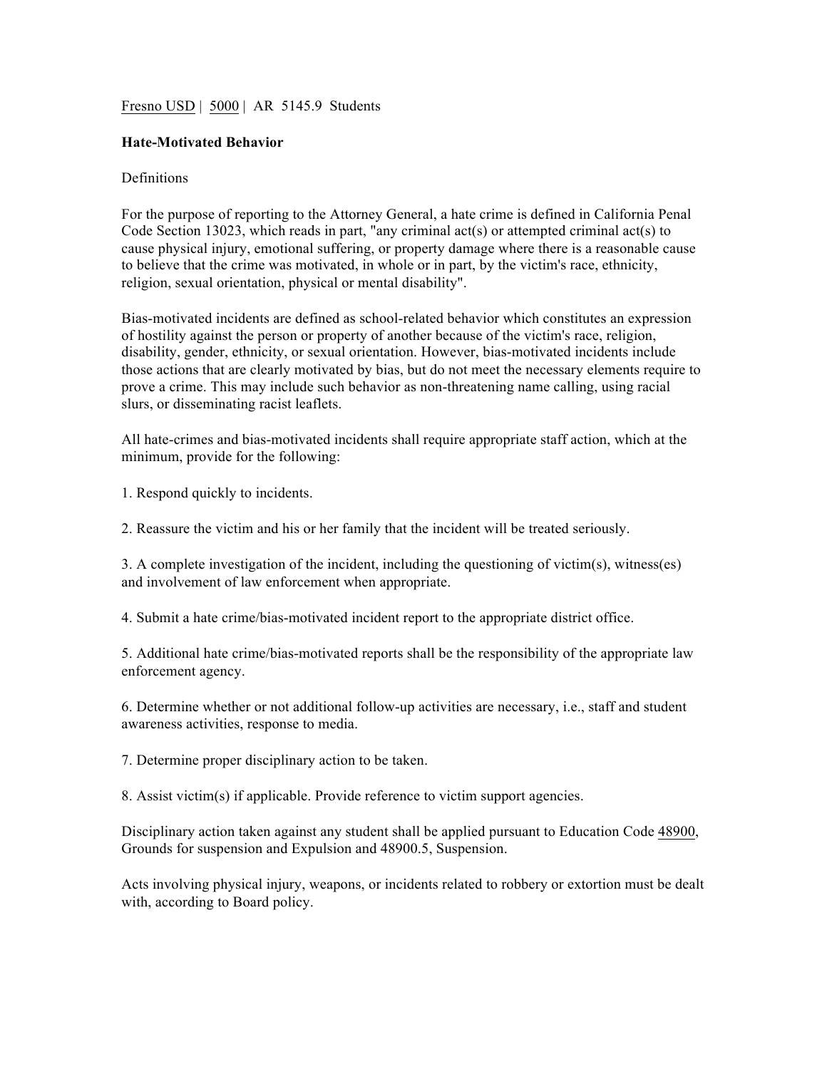Fresno USD | 5000 | AR 5145.9 Students

**Hate-Motivated Behavior**

Definitions

For the purpose of reporting to the Attorney General, a hate crime is defined in California Penal Code Section 13023, which reads in part, "any criminal act(s) or attempted criminal act(s) to cause physical injury, emotional suffering, or property damage where there is a reasonable cause to believe that the crime was motivated, in whole or in part, by the victim's race, ethnicity, religion, sexual orientation, physical or mental disability".

Bias-motivated incidents are defined as school-related behavior which constitutes an expression of hostility against the person or property of another because of the victim's race, religion, disability, gender, ethnicity, or sexual orientation. However, bias-motivated incidents include those actions that are clearly motivated by bias, but do not meet the necessary elements require to prove a crime. This may include such behavior as non-threatening name calling, using racial slurs, or disseminating racist leaflets.

All hate-crimes and bias-motivated incidents shall require appropriate staff action, which at the minimum, provide for the following:

1. Respond quickly to incidents.

2. Reassure the victim and his or her family that the incident will be treated seriously.

3. A complete investigation of the incident, including the questioning of victim(s), witness(es) and involvement of law enforcement when appropriate.

4. Submit a hate crime/bias-motivated incident report to the appropriate district office.

5. Additional hate crime/bias-motivated reports shall be the responsibility of the appropriate law enforcement agency.

6. Determine whether or not additional follow-up activities are necessary, i.e., staff and student awareness activities, response to media.

7. Determine proper disciplinary action to be taken.

8. Assist victim(s) if applicable. Provide reference to victim support agencies.

Disciplinary action taken against any student shall be applied pursuant to Education Code 48900, Grounds for suspension and Expulsion and 48900.5, Suspension.

Acts involving physical injury, weapons, or incidents related to robbery or extortion must be dealt with, according to Board policy.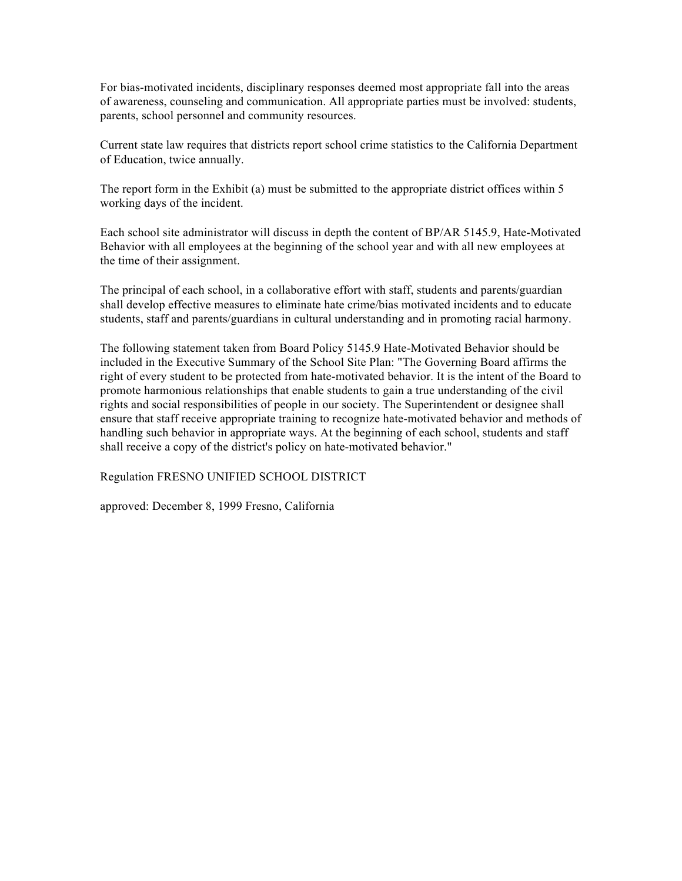For bias-motivated incidents, disciplinary responses deemed most appropriate fall into the areas of awareness, counseling and communication. All appropriate parties must be involved: students, parents, school personnel and community resources.

Current state law requires that districts report school crime statistics to the California Department of Education, twice annually.

The report form in the Exhibit (a) must be submitted to the appropriate district offices within 5 working days of the incident.

Each school site administrator will discuss in depth the content of BP/AR 5145.9, Hate-Motivated Behavior with all employees at the beginning of the school year and with all new employees at the time of their assignment.

The principal of each school, in a collaborative effort with staff, students and parents/guardian shall develop effective measures to eliminate hate crime/bias motivated incidents and to educate students, staff and parents/guardians in cultural understanding and in promoting racial harmony.

The following statement taken from Board Policy 5145.9 Hate-Motivated Behavior should be included in the Executive Summary of the School Site Plan: "The Governing Board affirms the right of every student to be protected from hate-motivated behavior. It is the intent of the Board to promote harmonious relationships that enable students to gain a true understanding of the civil rights and social responsibilities of people in our society. The Superintendent or designee shall ensure that staff receive appropriate training to recognize hate-motivated behavior and methods of handling such behavior in appropriate ways. At the beginning of each school, students and staff shall receive a copy of the district's policy on hate-motivated behavior."

Regulation FRESNO UNIFIED SCHOOL DISTRICT

approved: December 8, 1999 Fresno, California